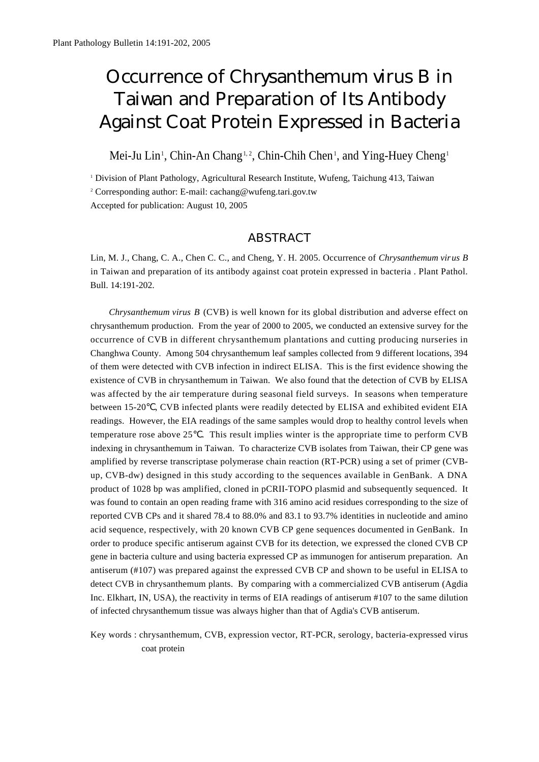# Occurrence of Chrysanthemum virus B in Taiwan and Preparation of Its Antibody Against Coat Protein Expressed in Bacteria

Mei-Ju Lin[1], Chin-An Chang[1,2], Chin-Chih Chen[1], and Ying-Huey Cheng[1]

[1] Division of Plant Pathology, Agricultural Research Institute, Wufeng, Taichung 413, Taiwan

[2] Corresponding author: E-mail: cachang@wufeng.tari.gov.tw

Accepted for publication: August 10, 2005

## ABSTRACT

Lin, M. J., Chang, C. A., Chen C. C., and Cheng, Y. H. 2005. Occurrence of *Chrysanthemum virus B* in Taiwan and preparation of its antibody against coat protein expressed in bacteria . Plant Pathol. Bull. 14:191-202.

*Chrysanthemum virus B* (CVB) is well known for its global distribution and adverse effect on chrysanthemum production. From the year of 2000 to 2005, we conducted an extensive survey for the occurrence of CVB in different chrysanthemum plantations and cutting producing nurseries in Changhwa County. Among 504 chrysanthemum leaf samples collected from 9 different locations, 394 of them were detected with CVB infection in indirect ELISA. This is the first evidence showing the existence of CVB in chrysanthemum in Taiwan. We also found that the detection of CVB by ELISA was affected by the air temperature during seasonal field surveys. In seasons when temperature between 15-20℃, CVB infected plants were readily detected by ELISA and exhibited evident EIA readings. However, the EIA readings of the same samples would drop to healthy control levels when temperature rose above 25℃. This result implies winter is the appropriate time to perform CVB indexing in chrysanthemum in Taiwan. To characterize CVB isolates from Taiwan, their CP gene was amplified by reverse transcriptase polymerase chain reaction (RT-PCR) using a set of primer (CVB-up, CVB-dw) designed in this study according to the sequences available in GenBank. A DNA product of 1028 bp was amplified, cloned in pCRII-TOPO plasmid and subsequently sequenced. It was found to contain an open reading frame with 316 amino acid residues corresponding to the size of reported CVB CPs and it shared 78.4 to 88.0% and 83.1 to 93.7% identities in nucleotide and amino acid sequence, respectively, with 20 known CVB CP gene sequences documented in GenBank. In order to produce specific antiserum against CVB for its detection, we expressed the cloned CVB CP gene in bacteria culture and using bacteria expressed CP as immunogen for antiserum preparation. An antiserum (#107) was prepared against the expressed CVB CP and shown to be useful in ELISA to detect CVB in chrysanthemum plants. By comparing with a commercialized CVB antiserum (Agdia Inc. Elkhart, IN, USA), the reactivity in terms of EIA readings of antiserum #107 to the same dilution of infected chrysanthemum tissue was always higher than that of Agdia's CVB antiserum.

Key words : chrysanthemum, CVB, expression vector, RT-PCR, serology, bacteria-expressed virus coat protein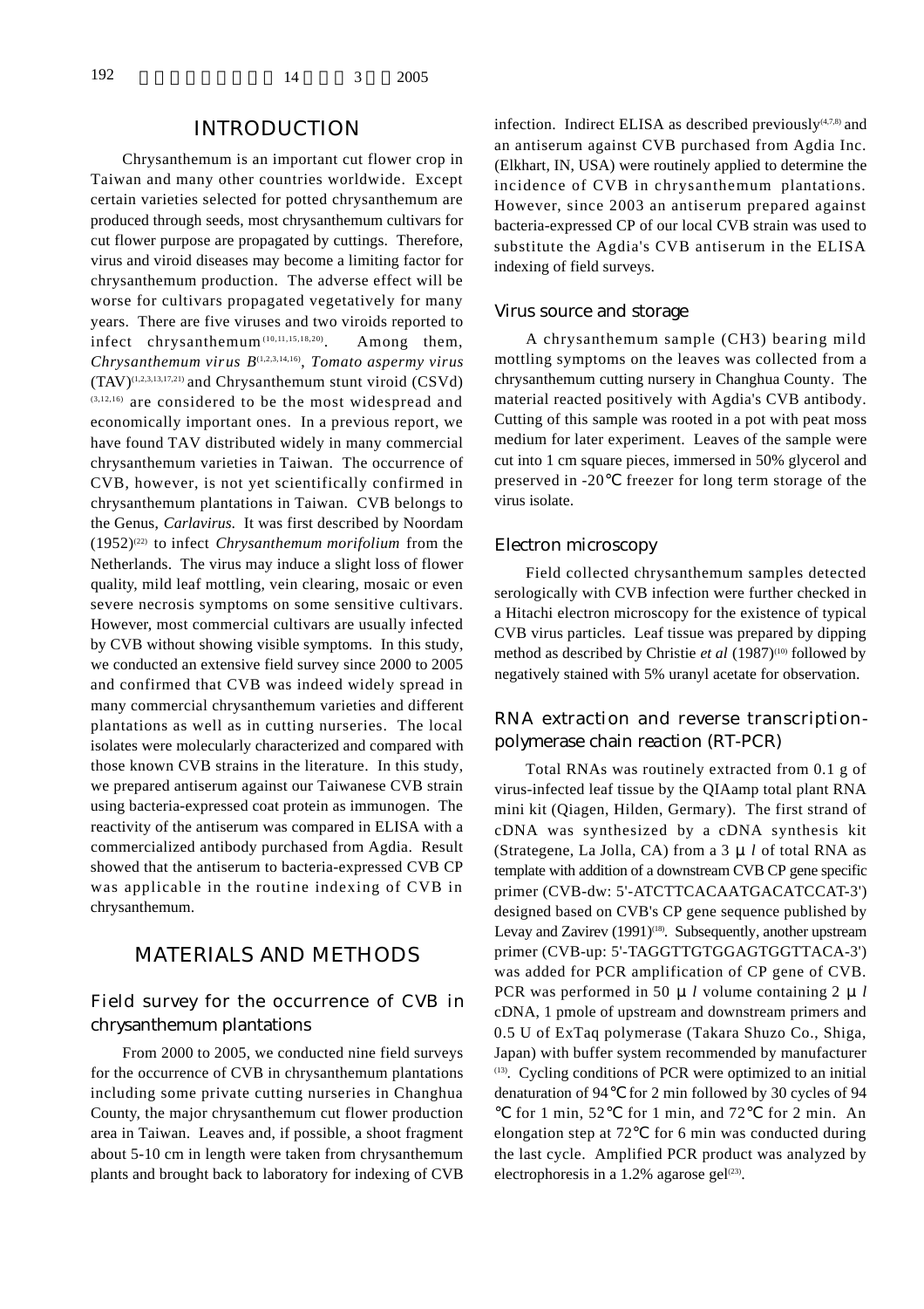## INTRODUCTION

Chrysanthemum is an important cut flower crop in Taiwan and many other countries worldwide. Except certain varieties selected for potted chrysanthemum are produced through seeds, most chrysanthemum cultivars for cut flower purpose are propagated by cuttings. Therefore, virus and viroid diseases may become a limiting factor for chrysanthemum production. The adverse effect will be worse for cultivars propagated vegetatively for many years. There are five viruses and two viroids reported to infect chrysanthemum[10,11,15,18,20]. Among them, *Chrysanthemum virus B*[1,2,3,14,16], *Tomato aspermy virus* (TAV)[1,2,3,13,17,21] and Chrysanthemum stunt viroid (CSVd)[3,12,16] are considered to be the most widespread and economically important ones. In a previous report, we have found TAV distributed widely in many commercial chrysanthemum varieties in Taiwan. The occurrence of CVB, however, is not yet scientifically confirmed in chrysanthemum plantations in Taiwan. CVB belongs to the Genus, *Carlavirus.* It was first described by Noordam (1952)[22] to infect *Chrysanthemum morifolium* from the Netherlands. The virus may induce a slight loss of flower quality, mild leaf mottling, vein clearing, mosaic or even severe necrosis symptoms on some sensitive cultivars. However, most commercial cultivars are usually infected by CVB without showing visible symptoms. In this study, we conducted an extensive field survey since 2000 to 2005 and confirmed that CVB was indeed widely spread in many commercial chrysanthemum varieties and different plantations as well as in cutting nurseries. The local isolates were molecularly characterized and compared with those known CVB strains in the literature. In this study, we prepared antiserum against our Taiwanese CVB strain using bacteria-expressed coat protein as immunogen. The reactivity of the antiserum was compared in ELISA with a commercialized antibody purchased from Agdia. Result showed that the antiserum to bacteria-expressed CVB CP was applicable in the routine indexing of CVB in chrysanthemum.

## MATERIALS AND METHODS

### Field survey for the occurrence of CVB in chrysanthemum plantations

From 2000 to 2005, we conducted nine field surveys for the occurrence of CVB in chrysanthemum plantations including some private cutting nurseries in Changhua County, the major chrysanthemum cut flower production area in Taiwan. Leaves and, if possible, a shoot fragment about 5-10 cm in length were taken from chrysanthemum plants and brought back to laboratory for indexing of CVB infection. Indirect ELISA as described previously[4,7,8] and an antiserum against CVB purchased from Agdia Inc. (Elkhart, IN, USA) were routinely applied to determine the incidence of CVB in chrysanthemum plantations. However, since 2003 an antiserum prepared against bacteria-expressed CP of our local CVB strain was used to substitute the Agdia's CVB antiserum in the ELISA indexing of field surveys.

### Virus source and storage

A chrysanthemum sample (CH3) bearing mild mottling symptoms on the leaves was collected from a chrysanthemum cutting nursery in Changhua County. The material reacted positively with Agdia's CVB antibody. Cutting of this sample was rooted in a pot with peat moss medium for later experiment. Leaves of the sample were cut into 1 cm square pieces, immersed in 50% glycerol and preserved in -20℃ freezer for long term storage of the virus isolate.

### Electron microscopy

Field collected chrysanthemum samples detected serologically with CVB infection were further checked in a Hitachi electron microscopy for the existence of typical CVB virus particles. Leaf tissue was prepared by dipping method as described by Christie *et al* (1987)[10] followed by negatively stained with 5% uranyl acetate for observation.

### RNA extraction and reverse transcription-polymerase chain reaction (RT-PCR)

Total RNAs was routinely extracted from 0.1 g of virus-infected leaf tissue by the QIAamp total plant RNA mini kit (Qiagen, Hilden, Germany). The first strand of cDNA was synthesized by a cDNA synthesis kit (Strategene, La Jolla, CA) from a 3 μ*l* of total RNA as template with addition of a downstream CVB CP gene specific primer (CVB-dw: 5'-ATCTTCACAATGACATCCAT-3') designed based on CVB's CP gene sequence published by Levay and Zavirev (1991)[18]. Subsequently, another upstream primer (CVB-up: 5'-TAGGTTGTGGAGTGGTTACA-3') was added for PCR amplification of CP gene of CVB. PCR was performed in 50 μ*l* volume containing 2 μ*l* cDNA, 1 pmole of upstream and downstream primers and 0.5 U of ExTaq polymerase (Takara Shuzo Co., Shiga, Japan) with buffer system recommended by manufacturer[13]. Cycling conditions of PCR were optimized to an initial denaturation of 94℃ for 2 min followed by 30 cycles of 94℃ for 1 min, 52℃ for 1 min, and 72℃ for 2 min. An elongation step at 72℃ for 6 min was conducted during the last cycle. Amplified PCR product was analyzed by electrophoresis in a 1.2% agarose gel[23].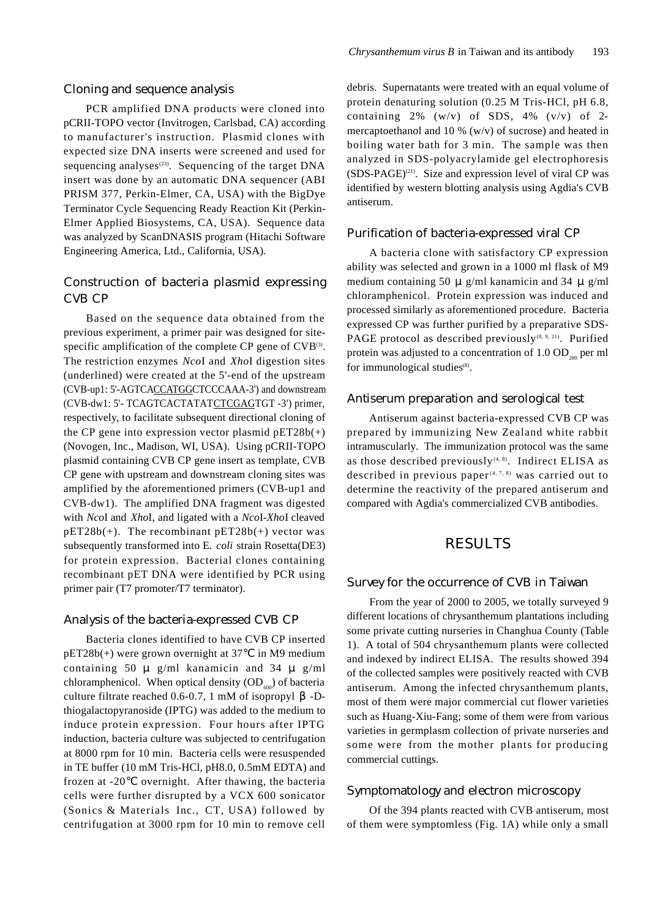### Cloning and sequence analysis

PCR amplified DNA products were cloned into pCRII-TOPO vector (Invitrogen, Carlsbad, CA) according to manufacturer's instruction. Plasmid clones with expected size DNA inserts were screened and used for sequencing analyses[23]. Sequencing of the target DNA insert was done by an automatic DNA sequencer (ABI PRISM 377, Perkin-Elmer, CA, USA) with the BigDye Terminator Cycle Sequencing Ready Reaction Kit (Perkin-Elmer Applied Biosystems, CA, USA). Sequence data was analyzed by ScanDNASIS program (Hitachi Software Engineering America, Ltd., California, USA).

### Construction of bacteria plasmid expressing CVB CP

Based on the sequence data obtained from the previous experiment, a primer pair was designed for site-specific amplification of the complete CP gene of CVB[3]. The restriction enzymes *Nco*I and *Xho*I digestion sites (underlined) were created at the 5'-end of the upstream (CVB-up1: 5'-AGTCA<u>CCATGG</u>CTCCCAAA-3') and downstream (CVB-dw1: 5'- TCAGTCACTATAT<u>CTCGAG</u>TGT -3') primer, respectively, to facilitate subsequent directional cloning of the CP gene into expression vector plasmid pET28b(+) (Novogen, Inc., Madison, WI, USA). Using pCRII-TOPO plasmid containing CVB CP gene insert as template, CVB CP gene with upstream and downstream cloning sites was amplified by the aforementioned primers (CVB-up1 and CVB-dw1). The amplified DNA fragment was digested with *Nco*I and *Xho*I, and ligated with a *Nco*I-*Xho*I cleaved pET28b(+). The recombinant pET28b(+) vector was subsequently transformed into E. *coli* strain Rosetta(DE3) for protein expression. Bacterial clones containing recombinant pET DNA were identified by PCR using primer pair (T7 promoter/T7 terminator).

### Analysis of the bacteria-expressed CVB CP

Bacteria clones identified to have CVB CP inserted pET28b(+) were grown overnight at 37℃ in M9 medium containing 50 μ g/ml kanamicin and 34 μ g/ml chloramphenicol. When optical density ($OD_{600}$) of bacteria culture filtrate reached 0.6-0.7, 1 mM of isopropyl β -D-thiogalactopyranoside (IPTG) was added to the medium to induce protein expression. Four hours after IPTG induction, bacteria culture was subjected to centrifugation at 8000 rpm for 10 min. Bacteria cells were resuspended in TE buffer (10 mM Tris-HCl, pH8.0, 0.5mM EDTA) and frozen at -20℃ overnight. After thawing, the bacteria cells were further disrupted by a VCX 600 sonicator (Sonics & Materials Inc., CT, USA) followed by centrifugation at 3000 rpm for 10 min to remove cell debris. Supernatants were treated with an equal volume of protein denaturing solution (0.25 M Tris-HCl, pH 6.8, containing 2% (w/v) of SDS, 4% (v/v) of 2-mercaptoethanol and 10 % (w/v) of sucrose) and heated in boiling water bath for 3 min. The sample was then analyzed in SDS-polyacrylamide gel electrophoresis (SDS-PAGE)[21]. Size and expression level of viral CP was identified by western blotting analysis using Agdia's CVB antiserum.

### Purification of bacteria-expressed viral CP

A bacteria clone with satisfactory CP expression ability was selected and grown in a 1000 ml flask of M9 medium containing 50 μ g/ml kanamicin and 34 μ g/ml chloramphenicol. Protein expression was induced and processed similarly as aforementioned procedure. Bacteria expressed CP was further purified by a preparative SDS-PAGE protocol as described previously[8, 9, 21]. Purified protein was adjusted to a concentration of 1.0 $OD_{280}$ per ml for immunological studies[8].

### Antiserum preparation and serological test

Antiserum against bacteria-expressed CVB CP was prepared by immunizing New Zealand white rabbit intramuscularly. The immunization protocol was the same as those described previously[4, 8]. Indirect ELISA as described in previous paper[4, 7, 8] was carried out to determine the reactivity of the prepared antiserum and compared with Agdia's commercialized CVB antibodies.

## RESULTS

### Survey for the occurrence of CVB in Taiwan

From the year of 2000 to 2005, we totally surveyed 9 different locations of chrysanthemum plantations including some private cutting nurseries in Changhua County (Table 1). A total of 504 chrysanthemum plants were collected and indexed by indirect ELISA. The results showed 394 of the collected samples were positively reacted with CVB antiserum. Among the infected chrysanthemum plants, most of them were major commercial cut flower varieties such as Huang-Xiu-Fang; some of them were from various varieties in germplasm collection of private nurseries and some were from the mother plants for producing commercial cuttings.

### Symptomatology and electron microscopy

Of the 394 plants reacted with CVB antiserum, most of them were symptomless (Fig. 1A) while only a small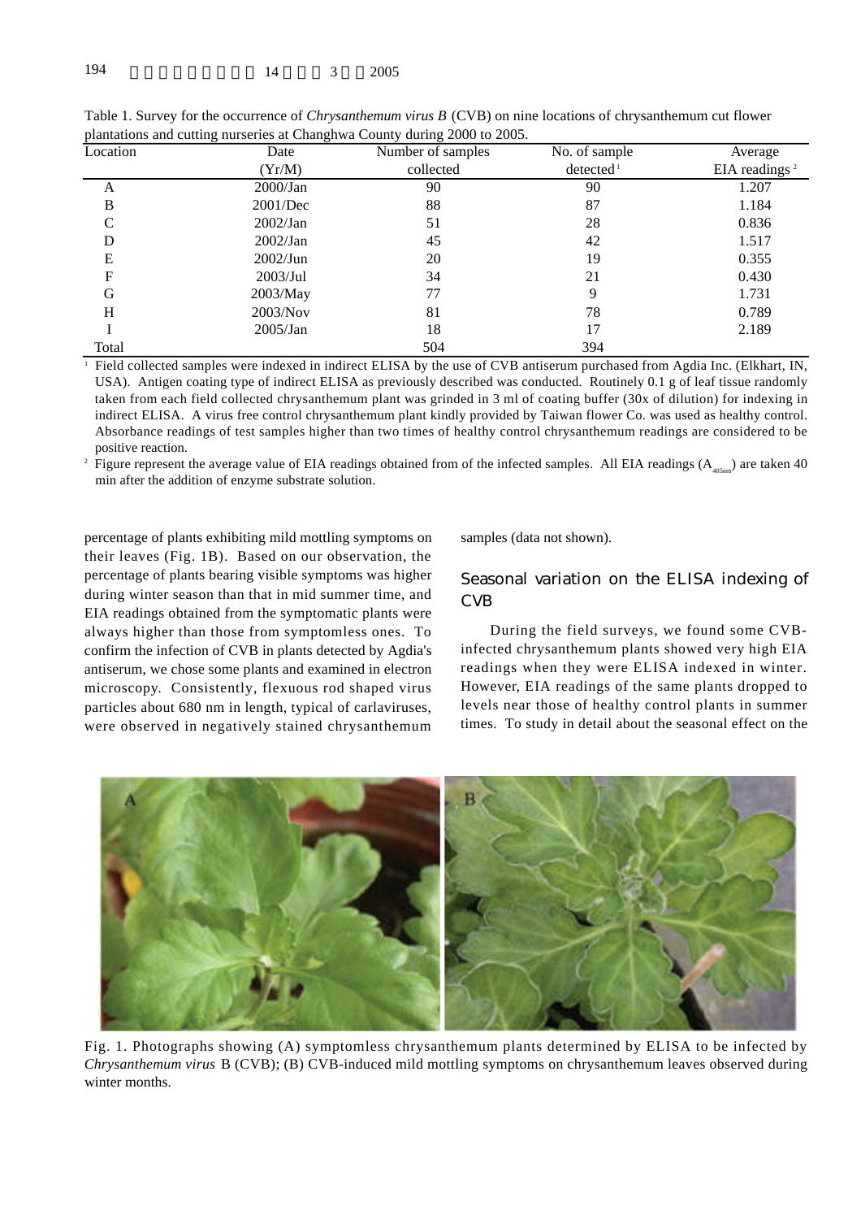Table 1. Survey for the occurrence of *Chrysanthemum virus B* (CVB) on nine locations of chrysanthemum cut flower plantations and cutting nurseries at Changhwa County during 2000 to 2005.

| Location | Date (Yr/M) | Number of samples collected | No. of sample detected [1] | Average EIA readings [2] |
|---|---|---|---|---|
| A | 2000/Jan | 90 | 90 | 1.207 |
| B | 2001/Dec | 88 | 87 | 1.184 |
| C | 2002/Jan | 51 | 28 | 0.836 |
| D | 2002/Jan | 45 | 42 | 1.517 |
| E | 2002/Jun | 20 | 19 | 0.355 |
| F | 2003/Jul | 34 | 21 | 0.430 |
| G | 2003/May | 77 | 9 | 1.731 |
| H | 2003/Nov | 81 | 78 | 0.789 |
| I | 2005/Jan | 18 | 17 | 2.189 |
| Total | | 504 | 394 | |

[1] Field collected samples were indexed in indirect ELISA by the use of CVB antiserum purchased from Agdia Inc. (Elkhart, IN, USA). Antigen coating type of indirect ELISA as previously described was conducted. Routinely 0.1 g of leaf tissue randomly taken from each field collected chrysanthemum plant was grinded in 3 ml of coating buffer (30x of dilution) for indexing in indirect ELISA. A virus free control chrysanthemum plant kindly provided by Taiwan flower Co. was used as healthy control. Absorbance readings of test samples higher than two times of healthy control chrysanthemum readings are considered to be positive reaction.

[2] Figure represent the average value of EIA readings obtained from of the infected samples. All EIA readings ($A_{405nm}$) are taken 40 min after the addition of enzyme substrate solution.

percentage of plants exhibiting mild mottling symptoms on their leaves (Fig. 1B). Based on our observation, the percentage of plants bearing visible symptoms was higher during winter season than that in mid summer time, and EIA readings obtained from the symptomatic plants were always higher than those from symptomless ones. To confirm the infection of CVB in plants detected by Agdia's antiserum, we chose some plants and examined in electron microscopy. Consistently, flexuous rod shaped virus particles about 680 nm in length, typical of carlaviruses, were observed in negatively stained chrysanthemum samples (data not shown).

## Seasonal variation on the ELISA indexing of CVB

During the field surveys, we found some CVB-infected chrysanthemum plants showed very high EIA readings when they were ELISA indexed in winter. However, EIA readings of the same plants dropped to levels near those of healthy control plants in summer times. To study in detail about the seasonal effect on the

Fig. 1. Photographs showing (A) symptomless chrysanthemum plants determined by ELISA to be infected by *Chrysanthemum virus* B (CVB); (B) CVB-induced mild mottling symptoms on chrysanthemum leaves observed during winter months.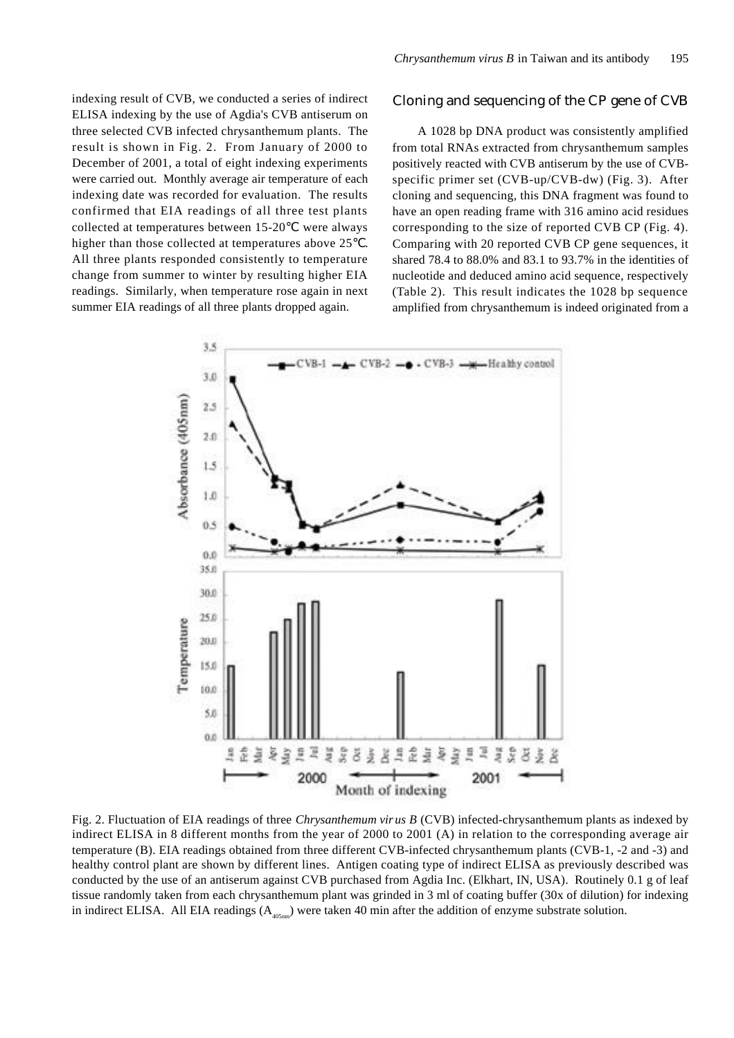indexing result of CVB, we conducted a series of indirect ELISA indexing by the use of Agdia's CVB antiserum on three selected CVB infected chrysanthemum plants. The result is shown in Fig. 2. From January of 2000 to December of 2001, a total of eight indexing experiments were carried out. Monthly average air temperature of each indexing date was recorded for evaluation. The results confirmed that EIA readings of all three test plants collected at temperatures between 15-20℃ were always higher than those collected at temperatures above 25℃. All three plants responded consistently to temperature change from summer to winter by resulting higher EIA readings. Similarly, when temperature rose again in next summer EIA readings of all three plants dropped again.

### Cloning and sequencing of the CP gene of CVB

A 1028 bp DNA product was consistently amplified from total RNAs extracted from chrysanthemum samples positively reacted with CVB antiserum by the use of CVB-specific primer set (CVB-up/CVB-dw) (Fig. 3). After cloning and sequencing, this DNA fragment was found to have an open reading frame with 316 amino acid residues corresponding to the size of reported CVB CP (Fig. 4). Comparing with 20 reported CVB CP gene sequences, it shared 78.4 to 88.0% and 83.1 to 93.7% in the identities of nucleotide and deduced amino acid sequence, respectively (Table 2). This result indicates the 1028 bp sequence amplified from chrysanthemum is indeed originated from a

Fig. 2. Fluctuation of EIA readings of three *Chrysanthemum virus B* (CVB) infected-chrysanthemum plants as indexed by indirect ELISA in 8 different months from the year of 2000 to 2001 (A) in relation to the corresponding average air temperature (B). EIA readings obtained from three different CVB-infected chrysanthemum plants (CVB-1, -2 and -3) and healthy control plant are shown by different lines. Antigen coating type of indirect ELISA as previously described was conducted by the use of an antiserum against CVB purchased from Agdia Inc. (Elkhart, IN, USA). Routinely 0.1 g of leaf tissue randomly taken from each chrysanthemum plant was grinded in 3 ml of coating buffer (30x of dilution) for indexing in indirect ELISA. All EIA readings ($A_{405nm}$) were taken 40 min after the addition of enzyme substrate solution.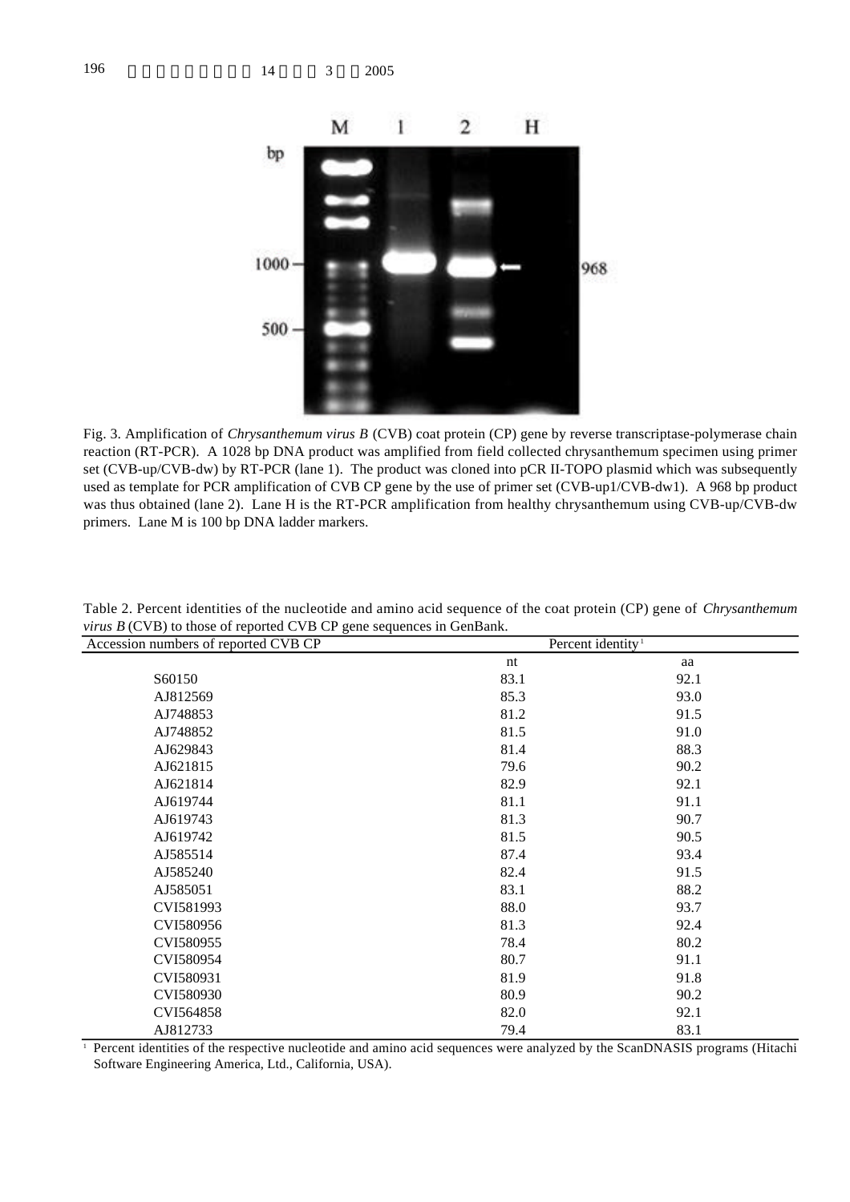Fig. 3. Amplification of *Chrysanthemum virus B* (CVB) coat protein (CP) gene by reverse transcriptase-polymerase chain reaction (RT-PCR). A 1028 bp DNA product was amplified from field collected chrysanthemum specimen using primer set (CVB-up/CVB-dw) by RT-PCR (lane 1). The product was cloned into pCR II-TOPO plasmid which was subsequently used as template for PCR amplification of CVB CP gene by the use of primer set (CVB-up1/CVB-dw1). A 968 bp product was thus obtained (lane 2). Lane H is the RT-PCR amplification from healthy chrysanthemum using CVB-up/CVB-dw primers. Lane M is 100 bp DNA ladder markers.

Table 2. Percent identities of the nucleotide and amino acid sequence of the coat protein (CP) gene of *Chrysanthemum virus B* (CVB) to those of reported CVB CP gene sequences in GenBank.

| Accession numbers of reported CVB CP | Percent identity[1] | |
|---|---|---|
| | nt | aa |
| S60150 | 83.1 | 92.1 |
| AJ812569 | 85.3 | 93.0 |
| AJ748853 | 81.2 | 91.5 |
| AJ748852 | 81.5 | 91.0 |
| AJ629843 | 81.4 | 88.3 |
| AJ621815 | 79.6 | 90.2 |
| AJ621814 | 82.9 | 92.1 |
| AJ619744 | 81.1 | 91.1 |
| AJ619743 | 81.3 | 90.7 |
| AJ619742 | 81.5 | 90.5 |
| AJ585514 | 87.4 | 93.4 |
| AJ585240 | 82.4 | 91.5 |
| AJ585051 | 83.1 | 88.2 |
| CVI581993 | 88.0 | 93.7 |
| CVI580956 | 81.3 | 92.4 |
| CVI580955 | 78.4 | 80.2 |
| CVI580954 | 80.7 | 91.1 |
| CVI580931 | 81.9 | 91.8 |
| CVI580930 | 80.9 | 90.2 |
| CVI564858 | 82.0 | 92.1 |
| AJ812733 | 79.4 | 83.1 |

[1] Percent identities of the respective nucleotide and amino acid sequences were analyzed by the ScanDNASIS programs (Hitachi Software Engineering America, Ltd., California, USA).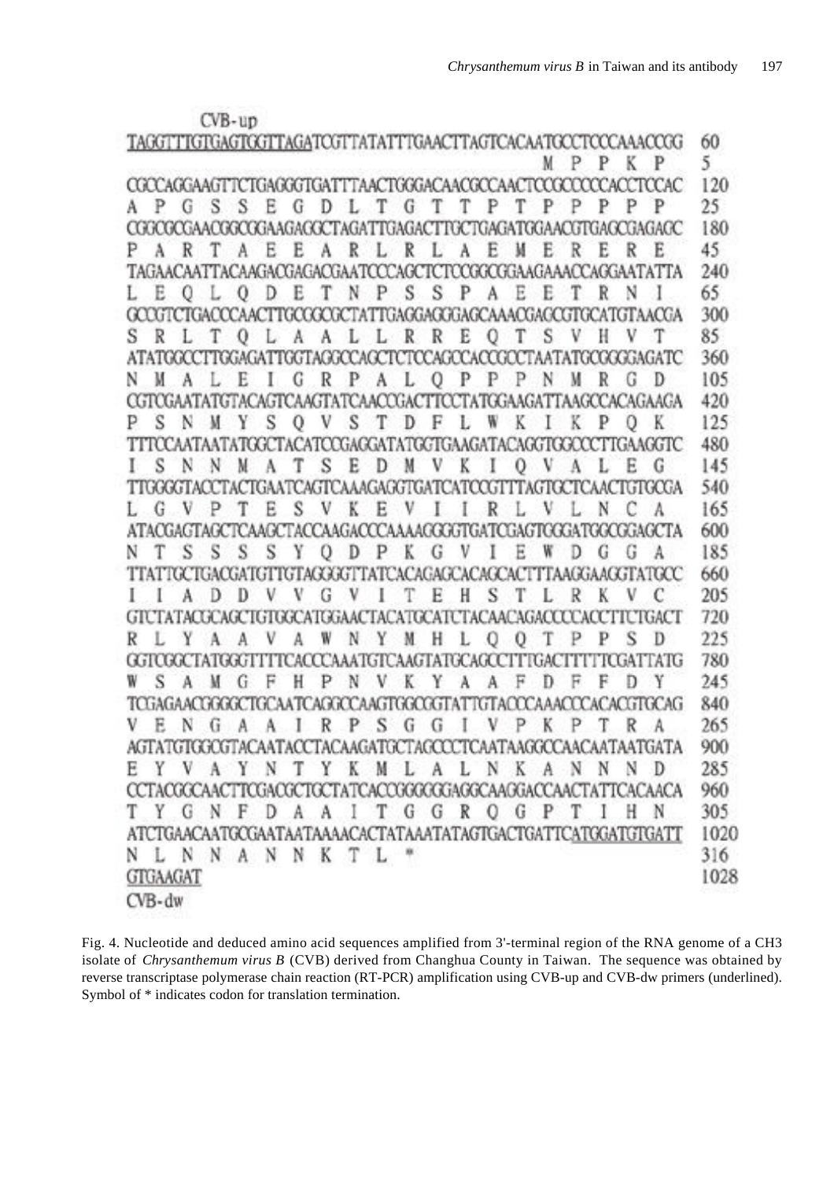```
     CVB-up
TAGGTTTGTGAGTGGTTAGATCGTTATATTTGAACTTAGTCACAATGCCTCCCAAACCGG   60
                                              M  P  P  K  P     5
CGCCAGGAAGTTCTGAGGGTGATTTAACTGGGACAACGCCAACTCCGCCCCCACCTCCAC  120
A  P  G  S  S  E  G  D  L  T  G  T  T  P  T  P  P  P  P  P     25
CGGCGCGAACGGCGGAAGAGGCTAGATTGAGACTTGCTGAGATGGAACGTGAGCGAGAGC  180
P  A  R  T  A  E  E  A  R  L  R  L  A  E  M  E  R  E  R  E     45
TAGAACAATTACAAGACGAGACGAATCCCAGCTCTCCGGCGGAAGAAACCAGGAATATTA  240
L  E  Q  L  Q  D  E  T  N  P  S  S  P  A  E  E  T  R  N  I     65
GCCGTCTGACCCAACTTGCCGCGCTATTGAGGAGGGAGCAAACGAGCGTGCATGTAACGA  300
S  R  L  T  Q  L  A  A  L  L  R  R  E  Q  T  S  V  H  V  T     85
ATATGGCCTTGGAGATTGGTAGGCCAGCTCTCCAGCCACCGCCTAATATGCGGGGAGATC  360
N  M  A  L  E  I  G  R  P  A  L  Q  P  P  P  N  M  R  G  D    105
CGTCGAATATGTACAGTCAAGTATCAACCGACTTCCTATGGAAGATTAAGCCACAGAAGA  420
P  S  N  M  Y  S  Q  V  S  T  D  F  L  W  K  I  K  P  Q  K    125
TTTCCAATAATATGGCTACATCCGAGGATATGGTGAAGATACAGGTGGCCCTTGAAGGTC  480
I  S  N  N  M  A  T  S  E  D  M  V  K  I  Q  V  A  L  E  G    145
TTGGGGTACCTACTGAATCAGTCAAAGAGGTGATCATCCGTTTAGTGCTCAACTGTGCGA  540
L  G  V  P  T  E  S  V  K  E  V  I  I  R  L  V  L  N  C  A    165
ATACGAGTAGCTCAAGCTACCAAGACCCAAAAGGGGTGATCGAGTGGGATGGCGGAGCTA  600
N  T  S  S  S  S  Y  Q  D  P  K  G  V  I  E  W  D  G  G  A    185
TTATTGCTGACGATGTTGTAGGGGTTATCACAGAGCACAGCACTTTAAGGAAGGTATGCC  660
I  I  A  D  D  V  V  G  V  I  T  E  H  S  T  L  R  K  V  C    205
GTCTATACGCAGCTGTGGCATGGAACTACATGCATCTACAACAGACCCCACCTTCTGACT  720
R  L  Y  A  A  V  A  W  N  Y  M  H  L  Q  Q  T  P  P  S  D    225
GGTCGGCTATGGGTTTTCACCCAAATGTCAAGTATGCAGCCTTTGACTTTTTCGATTATG  780
W  S  A  M  G  F  H  P  N  V  K  Y  A  A  F  D  F  F  D  Y    245
TCGAGAACGGGGCTGCAATCAGGCCAAGTGGCGGTATTGTACCCAAACCCACACGTGCAG  840
V  E  N  G  A  A  I  R  P  S  G  G  I  V  P  K  P  T  R  A    265
AGTATGTGGCGTACAATACCTACAAGATGCTAGCCCTCAATAAGGCCAACAATAATGATA  900
E  Y  V  A  Y  N  T  Y  K  M  L  A  L  N  K  A  N  N  N  D    285
CCTACGGCAACTTCGACGCTGCTATCACCGGGGGGAGGCAAGGACCAACTATTCACAACA  960
T  Y  G  N  F  D  A  A  I  T  G  G  R  Q  G  P  T  I  H  N    305
ATCTGAACAATGCGAATAATAAAACACTATAAATATAGTGACTGATTCATGGATGTGATT 1020
N  L  N  N  A  N  N  K  T  L  *                                316
GTGAAGAT                                                     1028
CVB-dw
```

Fig. 4. Nucleotide and deduced amino acid sequences amplified from 3'-terminal region of the RNA genome of a CH3 isolate of *Chrysanthemum virus B* (CVB) derived from Changhua County in Taiwan. The sequence was obtained by reverse transcriptase polymerase chain reaction (RT-PCR) amplification using CVB-up and CVB-dw primers (underlined). Symbol of * indicates codon for translation termination.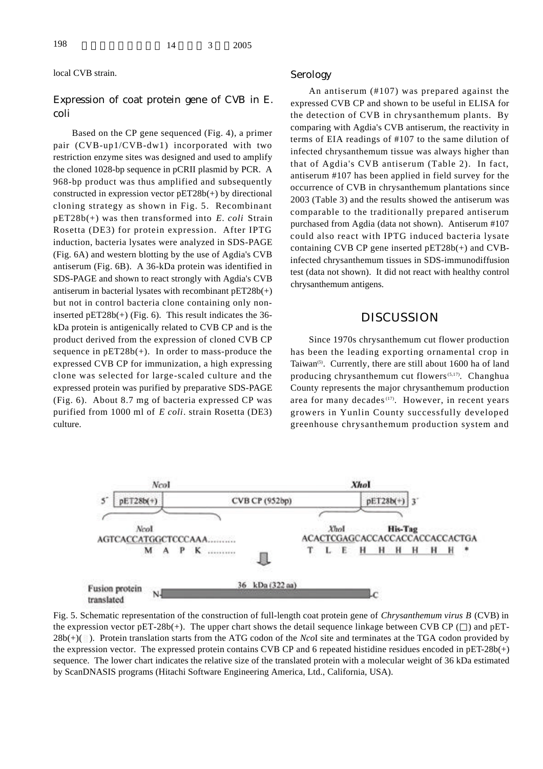local CVB strain.

## Expression of coat protein gene of CVB in *E. coli*

Based on the CP gene sequenced (Fig. 4), a primer pair (CVB-up1/CVB-dw1) incorporated with two restriction enzyme sites was designed and used to amplify the cloned 1028-bp sequence in pCRII plasmid by PCR. A 968-bp product was thus amplified and subsequently constructed in expression vector pET28b(+) by directional cloning strategy as shown in Fig. 5. Recombinant pET28b(+) was then transformed into *E. coli* Strain Rosetta (DE3) for protein expression. After IPTG induction, bacteria lysates were analyzed in SDS-PAGE (Fig. 6A) and western blotting by the use of Agdia's CVB antiserum (Fig. 6B). A 36-kDa protein was identified in SDS-PAGE and shown to react strongly with Agdia's CVB antiserum in bacterial lysates with recombinant pET28b(+) but not in control bacteria clone containing only non-inserted pET28b(+) (Fig. 6). This result indicates the 36-kDa protein is antigenically related to CVB CP and is the product derived from the expression of cloned CVB CP sequence in pET28b(+). In order to mass-produce the expressed CVB CP for immunization, a high expressing clone was selected for large-scaled culture and the expressed protein was purified by preparative SDS-PAGE (Fig. 6). About 8.7 mg of bacteria expressed CP was purified from 1000 ml of *E coli*. strain Rosetta (DE3) culture.

## Serology

An antiserum (#107) was prepared against the expressed CVB CP and shown to be useful in ELISA for the detection of CVB in chrysanthemum plants. By comparing with Agdia's CVB antiserum, the reactivity in terms of EIA readings of #107 to the same dilution of infected chrysanthemum tissue was always higher than that of Agdia's CVB antiserum (Table 2). In fact, antiserum #107 has been applied in field survey for the occurrence of CVB in chrysanthemum plantations since 2003 (Table 3) and the results showed the antiserum was comparable to the traditionally prepared antiserum purchased from Agdia (data not shown). Antiserum #107 could also react with IPTG induced bacteria lysate containing CVB CP gene inserted pET28b(+) and CVB-infected chrysanthemum tissues in SDS-immunodiffusion test (data not shown). It did not react with healthy control chrysanthemum antigens.

# DISCUSSION

Since 1970s chrysanthemum cut flower production has been the leading exporting ornamental crop in Taiwan[5]. Currently, there are still about 1600 ha of land producing chrysanthemum cut flowers[5,17]. Changhua County represents the major chrysanthemum production area for many decades[17]. However, in recent years growers in Yunlin County successfully developed greenhouse chrysanthemum production system and

```
        NcoI                                              XhoI
5' | pET28b(+) |           CVB CP (952bp)            | pET28b(+) | 3'

   NcoI                                  XhoI        His-Tag
AGTCACCATGGCTCCCAAA..........       ACACTCGAGCACCACCACCACCACCACTGA
         M   A   P   K ..........     T   L   E   H   H   H   H   H   H   *

                          36 kDa (322 aa)
Fusion protein    N-[==================================]-C
translated
```

Fig. 5. Schematic representation of the construction of full-length coat protein gene of *Chrysanthemum virus B* (CVB) in the expression vector pET-28b(+). The upper chart shows the detail sequence linkage between CVB CP (□) and pET-28b(+)( ). Protein translation starts from the ATG codon of the *Nco*I site and terminates at the TGA codon provided by the expression vector. The expressed protein contains CVB CP and 6 repeated histidine residues encoded in pET-28b(+) sequence. The lower chart indicates the relative size of the translated protein with a molecular weight of 36 kDa estimated by ScanDNASIS programs (Hitachi Software Engineering America, Ltd., California, USA).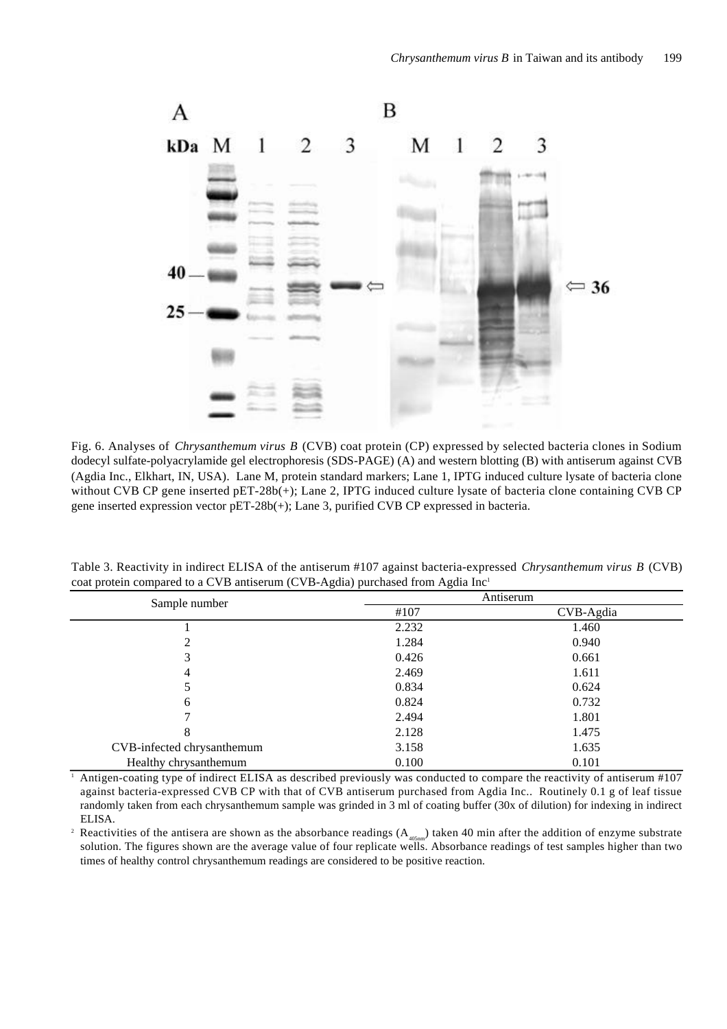Fig. 6. Analyses of *Chrysanthemum virus B* (CVB) coat protein (CP) expressed by selected bacteria clones in Sodium dodecyl sulfate-polyacrylamide gel electrophoresis (SDS-PAGE) (A) and western blotting (B) with antiserum against CVB (Agdia Inc., Elkhart, IN, USA). Lane M, protein standard markers; Lane 1, IPTG induced culture lysate of bacteria clone without CVB CP gene inserted pET-28b(+); Lane 2, IPTG induced culture lysate of bacteria clone containing CVB CP gene inserted expression vector pET-28b(+); Lane 3, purified CVB CP expressed in bacteria.

Table 3. Reactivity in indirect ELISA of the antiserum #107 against bacteria-expressed *Chrysanthemum virus B* (CVB) coat protein compared to a CVB antiserum (CVB-Agdia) purchased from Agdia Inc[1]

| Sample number | Antiserum | |
|---|---|---|
| | #107 | CVB-Agdia |
| 1 | 2.232 | 1.460 |
| 2 | 1.284 | 0.940 |
| 3 | 0.426 | 0.661 |
| 4 | 2.469 | 1.611 |
| 5 | 0.834 | 0.624 |
| 6 | 0.824 | 0.732 |
| 7 | 2.494 | 1.801 |
| 8 | 2.128 | 1.475 |
| CVB-infected chrysanthemum | 3.158 | 1.635 |
| Healthy chrysanthemum | 0.100 | 0.101 |

[1] Antigen-coating type of indirect ELISA as described previously was conducted to compare the reactivity of antiserum #107 against bacteria-expressed CVB CP with that of CVB antiserum purchased from Agdia Inc.. Routinely 0.1 g of leaf tissue randomly taken from each chrysanthemum sample was grinded in 3 ml of coating buffer (30x of dilution) for indexing in indirect ELISA.

[2] Reactivities of the antisera are shown as the absorbance readings ($A_{405nm}$) taken 40 min after the addition of enzyme substrate solution. The figures shown are the average value of four replicate wells. Absorbance readings of test samples higher than two times of healthy control chrysanthemum readings are considered to be positive reaction.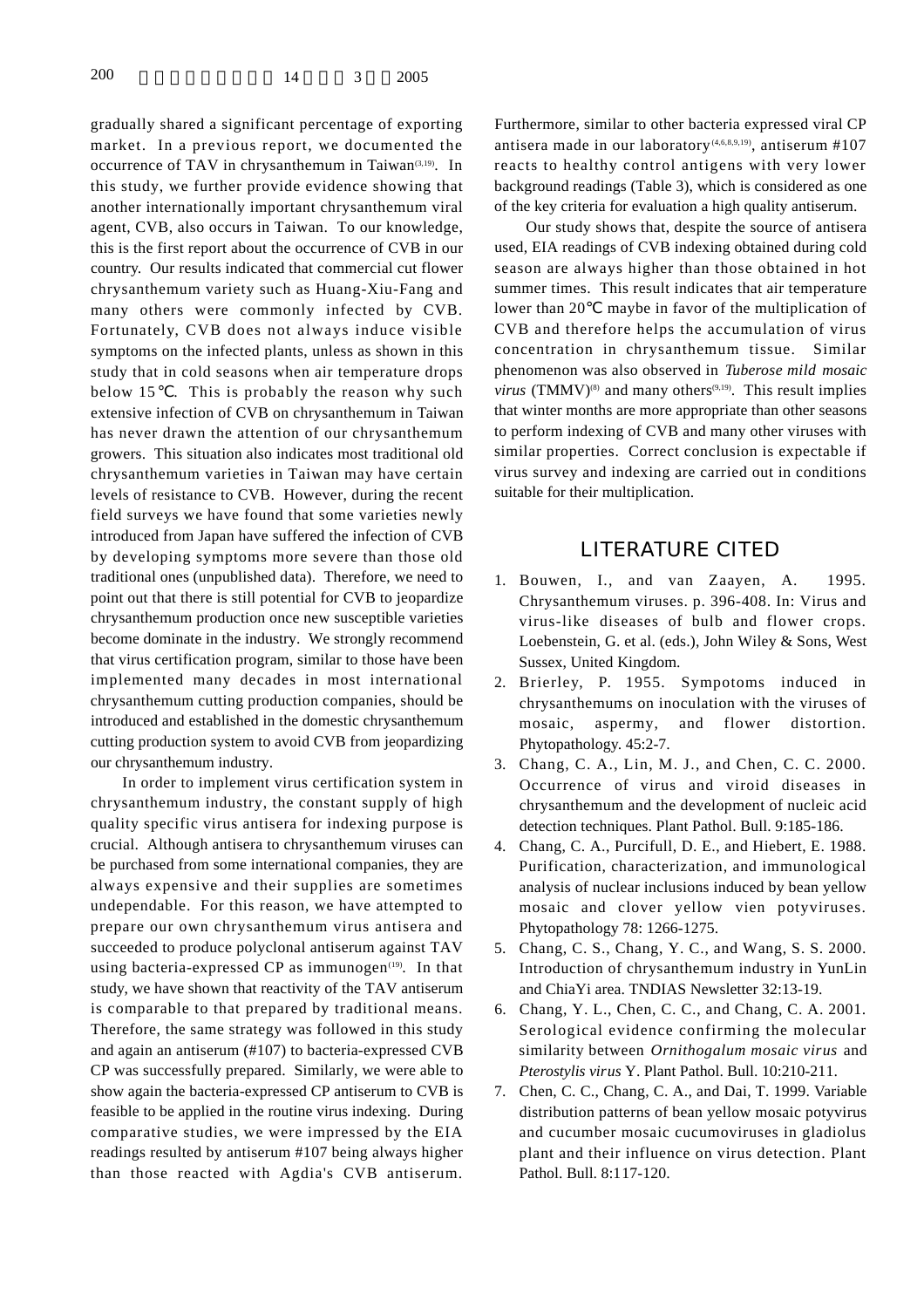gradually shared a significant percentage of exporting market. In a previous report, we documented the occurrence of TAV in chrysanthemum in Taiwan[3,19]. In this study, we further provide evidence showing that another internationally important chrysanthemum viral agent, CVB, also occurs in Taiwan. To our knowledge, this is the first report about the occurrence of CVB in our country. Our results indicated that commercial cut flower chrysanthemum variety such as Huang-Xiu-Fang and many others were commonly infected by CVB. Fortunately, CVB does not always induce visible symptoms on the infected plants, unless as shown in this study that in cold seasons when air temperature drops below 15℃. This is probably the reason why such extensive infection of CVB on chrysanthemum in Taiwan has never drawn the attention of our chrysanthemum growers. This situation also indicates most traditional old chrysanthemum varieties in Taiwan may have certain levels of resistance to CVB. However, during the recent field surveys we have found that some varieties newly introduced from Japan have suffered the infection of CVB by developing symptoms more severe than those old traditional ones (unpublished data). Therefore, we need to point out that there is still potential for CVB to jeopardize chrysanthemum production once new susceptible varieties become dominate in the industry. We strongly recommend that virus certification program, similar to those have been implemented many decades in most international chrysanthemum cutting production companies, should be introduced and established in the domestic chrysanthemum cutting production system to avoid CVB from jeopardizing our chrysanthemum industry.

In order to implement virus certification system in chrysanthemum industry, the constant supply of high quality specific virus antisera for indexing purpose is crucial. Although antisera to chrysanthemum viruses can be purchased from some international companies, they are always expensive and their supplies are sometimes undependable. For this reason, we have attempted to prepare our own chrysanthemum virus antisera and succeeded to produce polyclonal antiserum against TAV using bacteria-expressed CP as immunogen[19]. In that study, we have shown that reactivity of the TAV antiserum is comparable to that prepared by traditional means. Therefore, the same strategy was followed in this study and again an antiserum (#107) to bacteria-expressed CVB CP was successfully prepared. Similarly, we were able to show again the bacteria-expressed CP antiserum to CVB is feasible to be applied in the routine virus indexing. During comparative studies, we were impressed by the EIA readings resulted by antiserum #107 being always higher than those reacted with Agdia's CVB antiserum. Furthermore, similar to other bacteria expressed viral CP antisera made in our laboratory[4,6,8,9,19], antiserum #107 reacts to healthy control antigens with very lower background readings (Table 3), which is considered as one of the key criteria for evaluation a high quality antiserum.

Our study shows that, despite the source of antisera used, EIA readings of CVB indexing obtained during cold season are always higher than those obtained in hot summer times. This result indicates that air temperature lower than 20℃ maybe in favor of the multiplication of CVB and therefore helps the accumulation of virus concentration in chrysanthemum tissue. Similar phenomenon was also observed in *Tuberose mild mosaic virus* (TMMV)[8] and many others[9,19]. This result implies that winter months are more appropriate than other seasons to perform indexing of CVB and many other viruses with similar properties. Correct conclusion is expectable if virus survey and indexing are carried out in conditions suitable for their multiplication.

## LITERATURE CITED

1. Bouwen, I., and van Zaayen, A. 1995. Chrysanthemum viruses. p. 396-408. In: Virus and virus-like diseases of bulb and flower crops. Loebenstein, G. et al. (eds.), John Wiley & Sons, West Sussex, United Kingdom.
2. Brierley, P. 1955. Sympotoms induced in chrysanthemums on inoculation with the viruses of mosaic, aspermy, and flower distortion. Phytopathology. 45:2-7.
3. Chang, C. A., Lin, M. J., and Chen, C. C. 2000. Occurrence of virus and viroid diseases in chrysanthemum and the development of nucleic acid detection techniques. Plant Pathol. Bull. 9:185-186.
4. Chang, C. A., Purcifull, D. E., and Hiebert, E. 1988. Purification, characterization, and immunological analysis of nuclear inclusions induced by bean yellow mosaic and clover yellow vien potyviruses. Phytopathology 78: 1266-1275.
5. Chang, C. S., Chang, Y. C., and Wang, S. S. 2000. Introduction of chrysanthemum industry in YunLin and ChiaYi area. TNDIAS Newsletter 32:13-19.
6. Chang, Y. L., Chen, C. C., and Chang, C. A. 2001. Serological evidence confirming the molecular similarity between *Ornithogalum mosaic virus* and *Pterostylis virus* Y. Plant Pathol. Bull. 10:210-211.
7. Chen, C. C., Chang, C. A., and Dai, T. 1999. Variable distribution patterns of bean yellow mosaic potyvirus and cucumber mosaic cucumoviruses in gladiolus plant and their influence on virus detection. Plant Pathol. Bull. 8:117-120.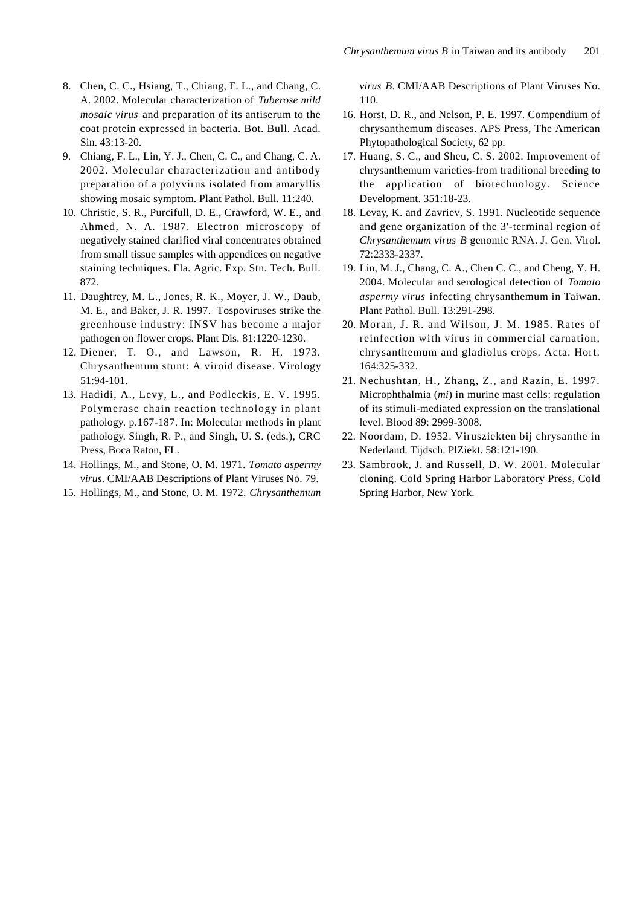8. Chen, C. C., Hsiang, T., Chiang, F. L., and Chang, C. A. 2002. Molecular characterization of *Tuberose mild mosaic virus* and preparation of its antiserum to the coat protein expressed in bacteria. Bot. Bull. Acad. Sin. 43:13-20.
9. Chiang, F. L., Lin, Y. J., Chen, C. C., and Chang, C. A. 2002. Molecular characterization and antibody preparation of a potyvirus isolated from amaryllis showing mosaic symptom. Plant Pathol. Bull. 11:240.
10. Christie, S. R., Purcifull, D. E., Crawford, W. E., and Ahmed, N. A. 1987. Electron microscopy of negatively stained clarified viral concentrates obtained from small tissue samples with appendices on negative staining techniques. Fla. Agric. Exp. Stn. Tech. Bull. 872.
11. Daughtrey, M. L., Jones, R. K., Moyer, J. W., Daub, M. E., and Baker, J. R. 1997. Tospoviruses strike the greenhouse industry: INSV has become a major pathogen on flower crops. Plant Dis. 81:1220-1230.
12. Diener, T. O., and Lawson, R. H. 1973. Chrysanthemum stunt: A viroid disease. Virology 51:94-101.
13. Hadidi, A., Levy, L., and Podleckis, E. V. 1995. Polymerase chain reaction technology in plant pathology. p.167-187. In: Molecular methods in plant pathology. Singh, R. P., and Singh, U. S. (eds.), CRC Press, Boca Raton, FL.
14. Hollings, M., and Stone, O. M. 1971. *Tomato aspermy virus*. CMI/AAB Descriptions of Plant Viruses No. 79.
15. Hollings, M., and Stone, O. M. 1972. *Chrysanthemum virus B*. CMI/AAB Descriptions of Plant Viruses No. 110.
16. Horst, D. R., and Nelson, P. E. 1997. Compendium of chrysanthemum diseases. APS Press, The American Phytopathological Society, 62 pp.
17. Huang, S. C., and Sheu, C. S. 2002. Improvement of chrysanthemum varieties-from traditional breeding to the application of biotechnology. Science Development. 351:18-23.
18. Levay, K. and Zavriev, S. 1991. Nucleotide sequence and gene organization of the 3'-terminal region of *Chrysanthemum virus B* genomic RNA. J. Gen. Virol. 72:2333-2337.
19. Lin, M. J., Chang, C. A., Chen C. C., and Cheng, Y. H. 2004. Molecular and serological detection of *Tomato aspermy virus* infecting chrysanthemum in Taiwan. Plant Pathol. Bull. 13:291-298.
20. Moran, J. R. and Wilson, J. M. 1985. Rates of reinfection with virus in commercial carnation, chrysanthemum and gladiolus crops. Acta. Hort. 164:325-332.
21. Nechushtan, H., Zhang, Z., and Razin, E. 1997. Microphthalmia (*mi*) in murine mast cells: regulation of its stimuli-mediated expression on the translational level. Blood 89: 2999-3008.
22. Noordam, D. 1952. Virusziekten bij chrysanthe in Nederland. Tijdsch. PlZiekt. 58:121-190.
23. Sambrook, J. and Russell, D. W. 2001. Molecular cloning. Cold Spring Harbor Laboratory Press, Cold Spring Harbor, New York.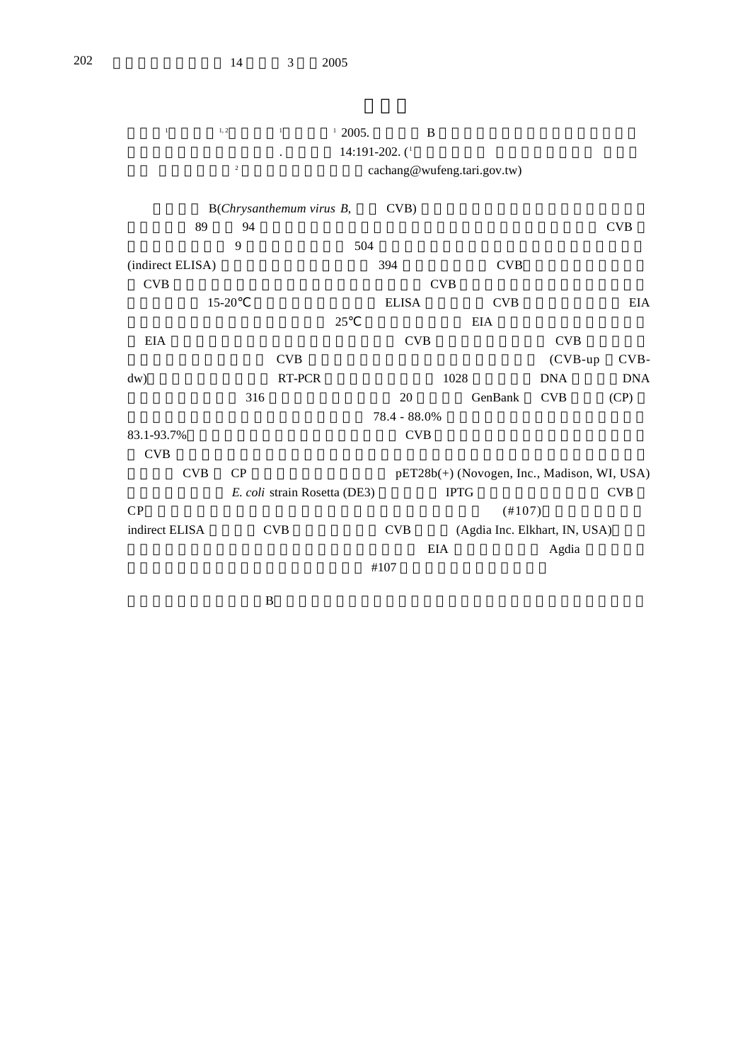[1] [1, 2] [1] [1] 2005. B

. 14:191-202. ([1]

[2] cachang@wufeng.tari.gov.tw)

B(*Chrysanthemum virus B*, CVB)

89 94 CVB

9 504

(indirect ELISA) 394 CVB

CVB CVB

15-20℃ ELISA CVB EIA

25℃ EIA

EIA CVB CVB

CVB (CVB-up CVB-dw) RT-PCR 1028 DNA DNA

316 20 GenBank CVB (CP)

78.4 - 88.0%

83.1-93.7% CVB

CVB

CVB CP pET28b(+) (Novogen, Inc., Madison, WI, USA)

*E. coli* strain Rosetta (DE3) IPTG CVB

CP (#107)

indirect ELISA CVB CVB (Agdia Inc. Elkhart, IN, USA)

EIA Agdia

#107

B